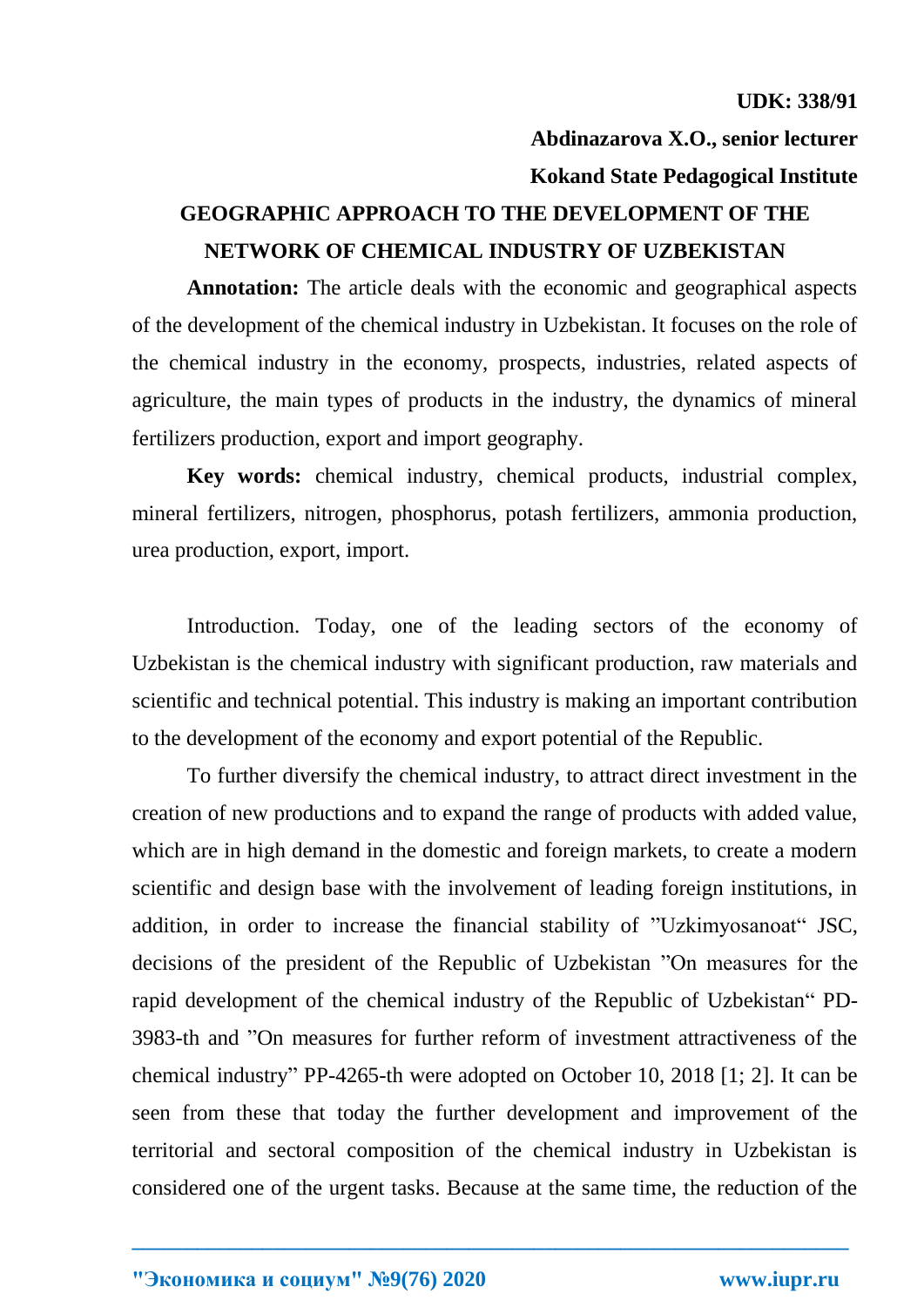**UDK: 338/91**

**Abdinazarova X.O., senior lecturer**

**Kokand State Pedagogical Institute**

# GEOGRAPHIC APPROACH TO THE DEVELOPMENT OF THE NETWORK OF CHEMICAL INDUSTRY OF UZBEKISTAN

**Annotation:** The article deals with the economic and geographical aspects of the development of the chemical industry in Uzbekistan. It focuses on the role of the chemical industry in the economy, prospects, industries, related aspects of agriculture, the main types of products in the industry, the dynamics of mineral fertilizers production, export and import geography.

**Key words:** chemical industry, chemical products, industrial complex, mineral fertilizers, nitrogen, phosphorus, potash fertilizers, ammonia production, urea production, export, import.

Introduction. Today, one of the leading sectors of the economy of Uzbekistan is the chemical industry with significant production, raw materials and scientific and technical potential. This industry is making an important contribution to the development of the economy and export potential of the Republic.

To further diversify the chemical industry, to attract direct investment in the creation of new productions and to expand the range of products with added value, which are in high demand in the domestic and foreign markets, to create a modern scientific and design base with the involvement of leading foreign institutions, in addition, in order to increase the financial stability of "Uzkimyosanoat" JSC, decisions of the president of the Republic of Uzbekistan "On measures for the rapid development of the chemical industry of the Republic of Uzbekistan" PD-3983-th and "On measures for further reform of investment attractiveness of the chemical industry" PP-4265-th were adopted on October 10, 2018 [1; 2]. It can be seen from these that today the further development and improvement of the territorial and sectoral composition of the chemical industry in Uzbekistan is considered one of the urgent tasks. Because at the same time, the reduction of the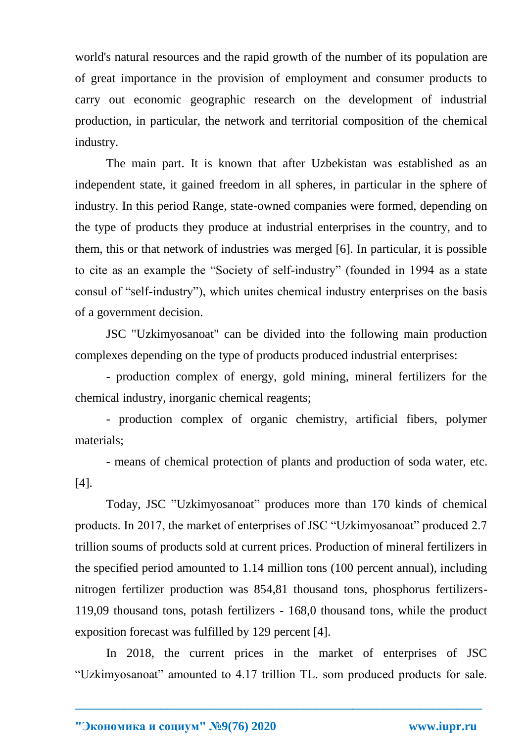world's natural resources and the rapid growth of the number of its population are of great importance in the provision of employment and consumer products to carry out economic geographic research on the development of industrial production, in particular, the network and territorial composition of the chemical industry.

The main part. It is known that after Uzbekistan was established as an independent state, it gained freedom in all spheres, in particular in the sphere of industry. In this period Range, state-owned companies were formed, depending on the type of products they produce at industrial enterprises in the country, and to them, this or that network of industries was merged [6]. In particular, it is possible to cite as an example the “Society of self-industry” (founded in 1994 as a state consul of “self-industry”), which unites chemical industry enterprises on the basis of a government decision.

JSC "Uzkimyosanoat" can be divided into the following main production complexes depending on the type of products produced industrial enterprises:

- production complex of energy, gold mining, mineral fertilizers for the chemical industry, inorganic chemical reagents;
- production complex of organic chemistry, artificial fibers, polymer materials;
- means of chemical protection of plants and production of soda water, etc. [4].

Today, JSC ”Uzkimyosanoat” produces more than 170 kinds of chemical products. In 2017, the market of enterprises of JSC “Uzkimyosanoat” produced 2.7 trillion soums of products sold at current prices. Production of mineral fertilizers in the specified period amounted to 1.14 million tons (100 percent annual), including nitrogen fertilizer production was 854,81 thousand tons, phosphorus fertilizers- 119,09 thousand tons, potash fertilizers - 168,0 thousand tons, while the product exposition forecast was fulfilled by 129 percent [4].

In 2018, the current prices in the market of enterprises of JSC “Uzkimyosanoat” amounted to 4.17 trillion TL. som produced products for sale.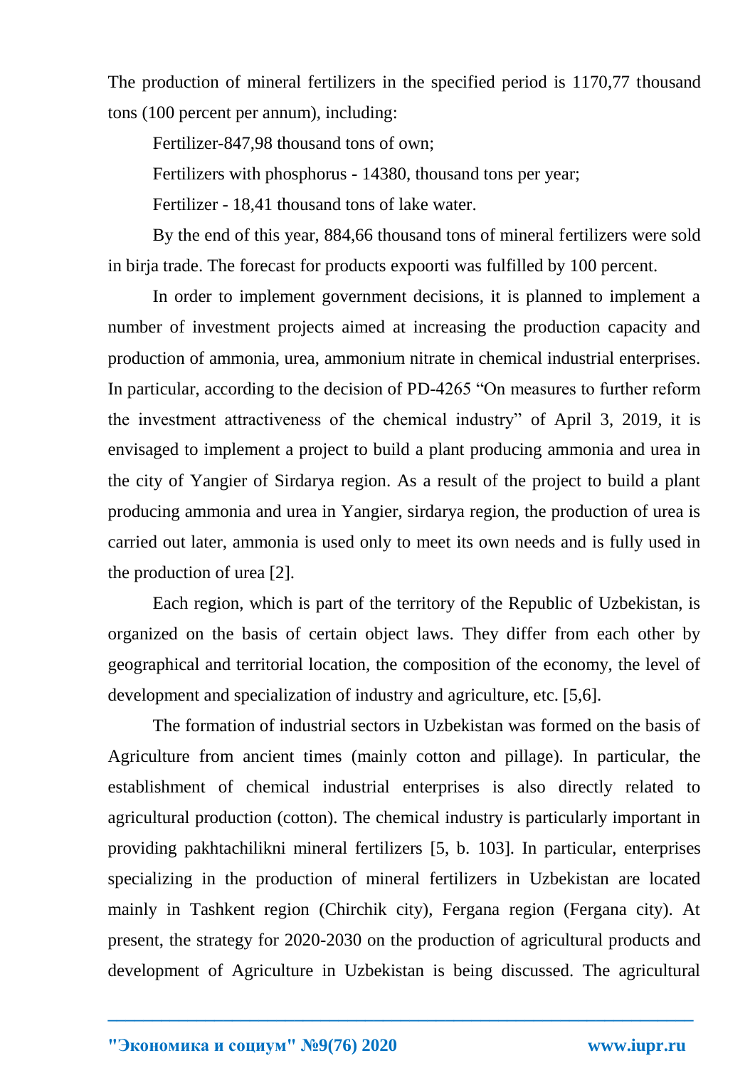The production of mineral fertilizers in the specified period is 1170,77 thousand tons (100 percent per annum), including:

Fertilizer-847,98 thousand tons of own;

Fertilizers with phosphorus - 14380, thousand tons per year;

Fertilizer - 18,41 thousand tons of lake water.

By the end of this year, 884,66 thousand tons of mineral fertilizers were sold in birja trade. The forecast for products expoorti was fulfilled by 100 percent.

In order to implement government decisions, it is planned to implement a number of investment projects aimed at increasing the production capacity and production of ammonia, urea, ammonium nitrate in chemical industrial enterprises. In particular, according to the decision of PD-4265 "On measures to further reform the investment attractiveness of the chemical industry" of April 3, 2019, it is envisaged to implement a project to build a plant producing ammonia and urea in the city of Yangier of Sirdarya region. As a result of the project to build a plant producing ammonia and urea in Yangier, sirdarya region, the production of urea is carried out later, ammonia is used only to meet its own needs and is fully used in the production of urea [2].

Each region, which is part of the territory of the Republic of Uzbekistan, is organized on the basis of certain object laws. They differ from each other by geographical and territorial location, the composition of the economy, the level of development and specialization of industry and agriculture, etc. [5,6].

The formation of industrial sectors in Uzbekistan was formed on the basis of Agriculture from ancient times (mainly cotton and pillage). In particular, the establishment of chemical industrial enterprises is also directly related to agricultural production (cotton). The chemical industry is particularly important in providing pakhtachilikni mineral fertilizers [5, b. 103]. In particular, enterprises specializing in the production of mineral fertilizers in Uzbekistan are located mainly in Tashkent region (Chirchik city), Fergana region (Fergana city). At present, the strategy for 2020-2030 on the production of agricultural products and development of Agriculture in Uzbekistan is being discussed. The agricultural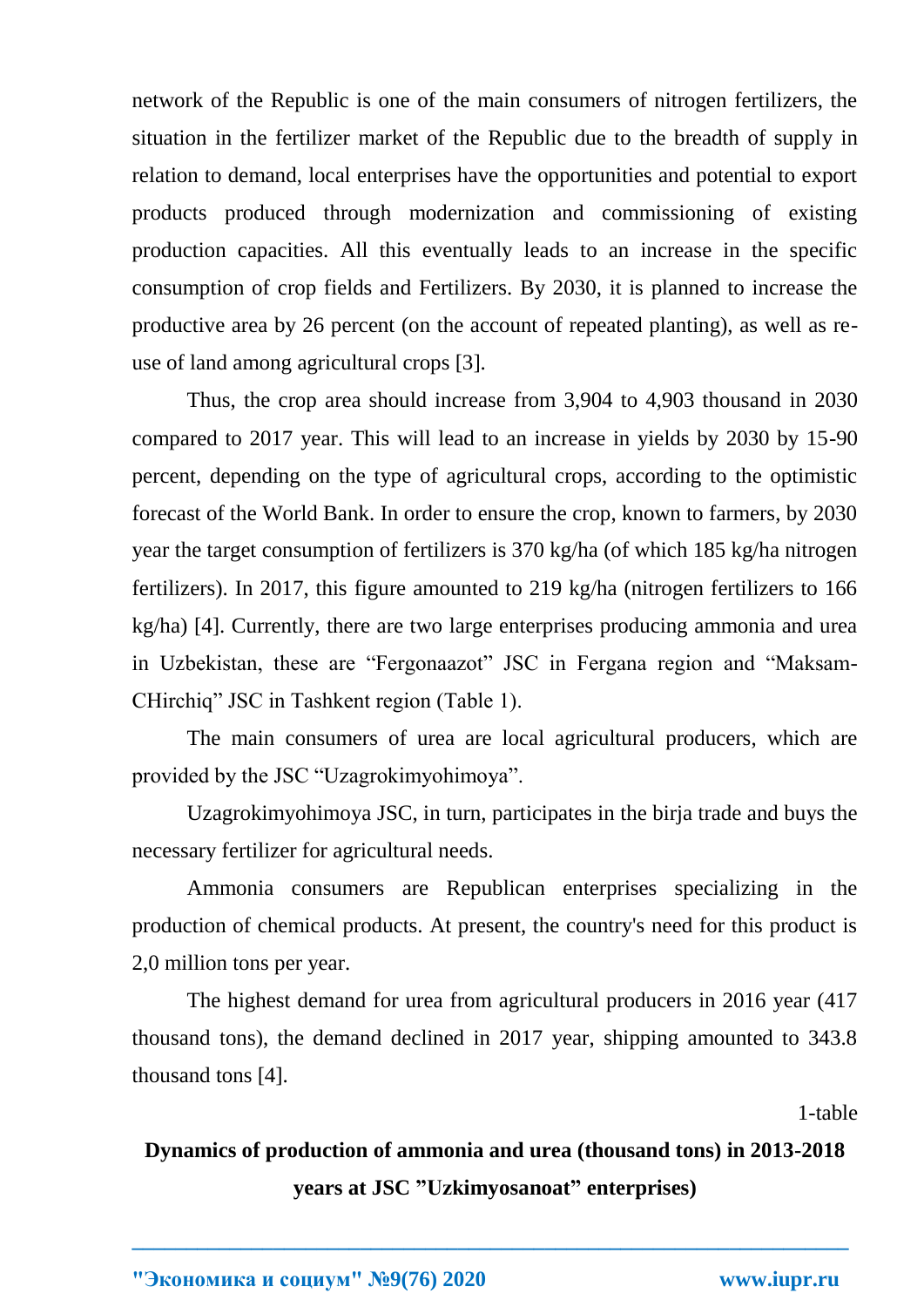network of the Republic is one of the main consumers of nitrogen fertilizers, the situation in the fertilizer market of the Republic due to the breadth of supply in relation to demand, local enterprises have the opportunities and potential to export products produced through modernization and commissioning of existing production capacities. All this eventually leads to an increase in the specific consumption of crop fields and Fertilizers. By 2030, it is planned to increase the productive area by 26 percent (on the account of repeated planting), as well as re-use of land among agricultural crops [3].

Thus, the crop area should increase from 3,904 to 4,903 thousand in 2030 compared to 2017 year. This will lead to an increase in yields by 2030 by 15-90 percent, depending on the type of agricultural crops, according to the optimistic forecast of the World Bank. In order to ensure the crop, known to farmers, by 2030 year the target consumption of fertilizers is 370 kg/ha (of which 185 kg/ha nitrogen fertilizers). In 2017, this figure amounted to 219 kg/ha (nitrogen fertilizers to 166 kg/ha) [4]. Currently, there are two large enterprises producing ammonia and urea in Uzbekistan, these are “Fergonaazot” JSC in Fergana region and “Maksam-CHirchiq” JSC in Tashkent region (Table 1).

The main consumers of urea are local agricultural producers, which are provided by the JSC “Uzagrokimyohimoya”.

Uzagrokimyohimoya JSC, in turn, participates in the birja trade and buys the necessary fertilizer for agricultural needs.

Ammonia consumers are Republican enterprises specializing in the production of chemical products. At present, the country's need for this product is 2,0 million tons per year.

The highest demand for urea from agricultural producers in 2016 year (417 thousand tons), the demand declined in 2017 year, shipping amounted to 343.8 thousand tons [4].

1-table

**Dynamics of production of ammonia and urea (thousand tons) in 2013-2018 years at JSC ”Uzkimyosanoat” enterprises)**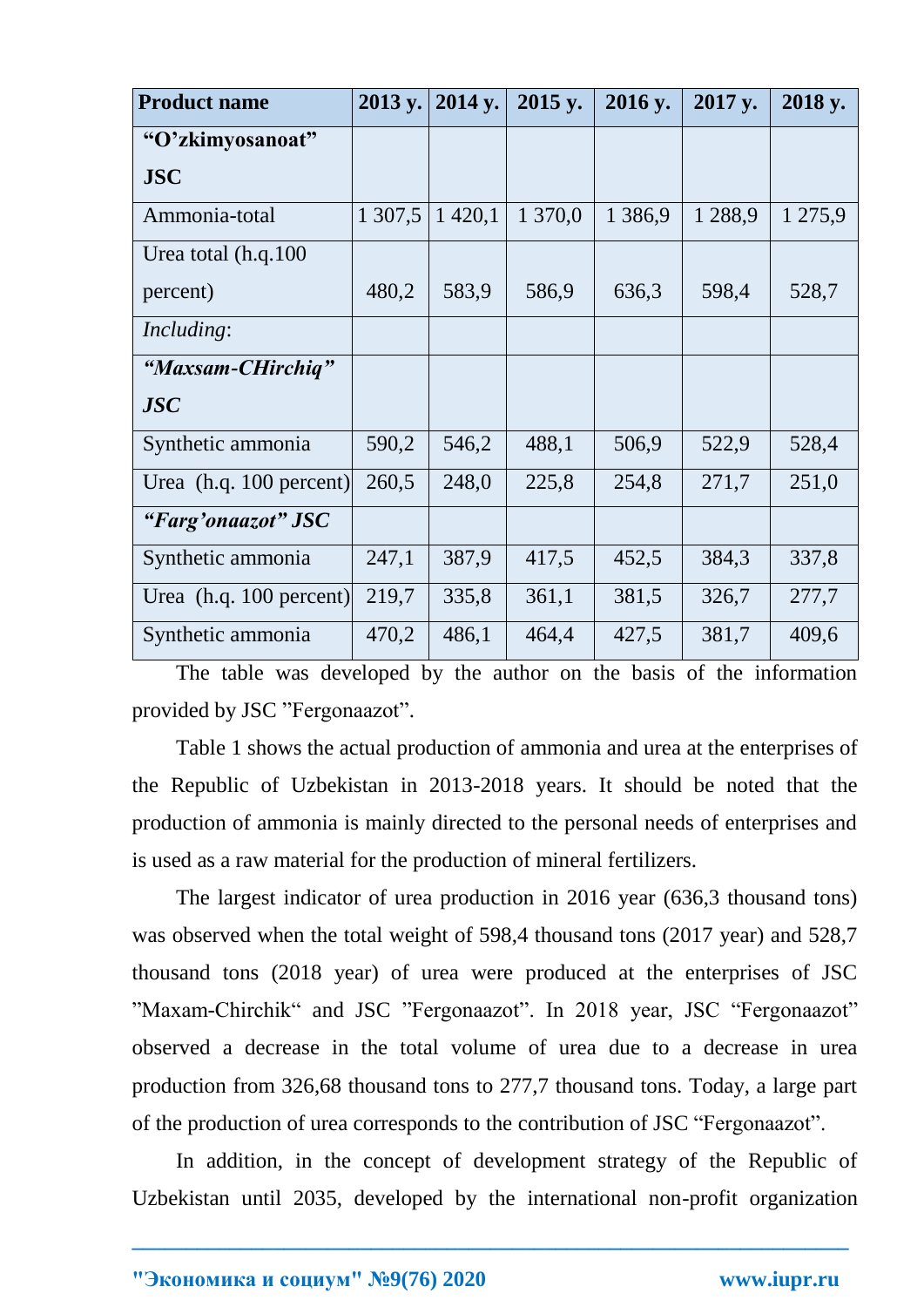| Product name | 2013 y. | 2014 y. | 2015 y. | 2016 y. | 2017 y. | 2018 y. |
|---|---|---|---|---|---|---|
| **"O'zkimyosanoat" JSC** | | | | | | |
| Ammonia-total | 1 307,5 | 1 420,1 | 1 370,0 | 1 386,9 | 1 288,9 | 1 275,9 |
| Urea total (h.q.100 percent) | 480,2 | 583,9 | 586,9 | 636,3 | 598,4 | 528,7 |
| *Including*: | | | | | | |
| ***"Maxsam-CHirchiq" JSC*** | | | | | | |
| Synthetic ammonia | 590,2 | 546,2 | 488,1 | 506,9 | 522,9 | 528,4 |
| Urea (h.q. 100 percent) | 260,5 | 248,0 | 225,8 | 254,8 | 271,7 | 251,0 |
| ***"Farg'onaazot" JSC*** | | | | | | |
| Synthetic ammonia | 247,1 | 387,9 | 417,5 | 452,5 | 384,3 | 337,8 |
| Urea (h.q. 100 percent) | 219,7 | 335,8 | 361,1 | 381,5 | 326,7 | 277,7 |
| Synthetic ammonia | 470,2 | 486,1 | 464,4 | 427,5 | 381,7 | 409,6 |

The table was developed by the author on the basis of the information provided by JSC "Fergonaazot".

Table 1 shows the actual production of ammonia and urea at the enterprises of the Republic of Uzbekistan in 2013-2018 years. It should be noted that the production of ammonia is mainly directed to the personal needs of enterprises and is used as a raw material for the production of mineral fertilizers.

The largest indicator of urea production in 2016 year (636,3 thousand tons) was observed when the total weight of 598,4 thousand tons (2017 year) and 528,7 thousand tons (2018 year) of urea were produced at the enterprises of JSC "Maxam-Chirchik" and JSC "Fergonaazot". In 2018 year, JSC "Fergonaazot" observed a decrease in the total volume of urea due to a decrease in urea production from 326,68 thousand tons to 277,7 thousand tons. Today, a large part of the production of urea corresponds to the contribution of JSC "Fergonaazot".

In addition, in the concept of development strategy of the Republic of Uzbekistan until 2035, developed by the international non-profit organization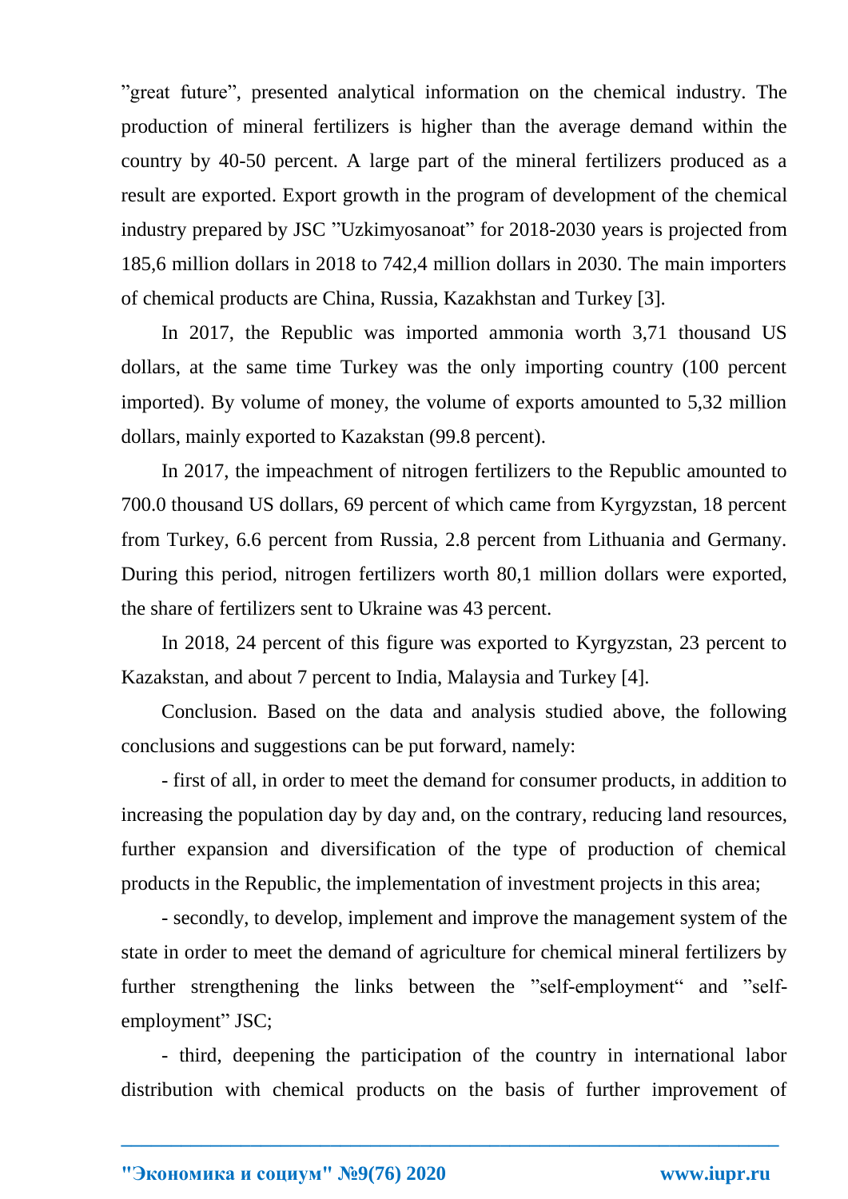”great future”, presented analytical information on the chemical industry. The production of mineral fertilizers is higher than the average demand within the country by 40-50 percent. A large part of the mineral fertilizers produced as a result are exported. Export growth in the program of development of the chemical industry prepared by JSC ”Uzkimyosanoat” for 2018-2030 years is projected from 185,6 million dollars in 2018 to 742,4 million dollars in 2030. The main importers of chemical products are China, Russia, Kazakhstan and Turkey [3].

In 2017, the Republic was imported ammonia worth 3,71 thousand US dollars, at the same time Turkey was the only importing country (100 percent imported). By volume of money, the volume of exports amounted to 5,32 million dollars, mainly exported to Kazakstan (99.8 percent).

In 2017, the impeachment of nitrogen fertilizers to the Republic amounted to 700.0 thousand US dollars, 69 percent of which came from Kyrgyzstan, 18 percent from Turkey, 6.6 percent from Russia, 2.8 percent from Lithuania and Germany. During this period, nitrogen fertilizers worth 80,1 million dollars were exported, the share of fertilizers sent to Ukraine was 43 percent.

In 2018, 24 percent of this figure was exported to Kyrgyzstan, 23 percent to Kazakstan, and about 7 percent to India, Malaysia and Turkey [4].

Conclusion. Based on the data and analysis studied above, the following conclusions and suggestions can be put forward, namely:

- first of all, in order to meet the demand for consumer products, in addition to increasing the population day by day and, on the contrary, reducing land resources, further expansion and diversification of the type of production of chemical products in the Republic, the implementation of investment projects in this area;

- secondly, to develop, implement and improve the management system of the state in order to meet the demand of agriculture for chemical mineral fertilizers by further strengthening the links between the ”self-employment“ and ”self-employment” JSC;

- third, deepening the participation of the country in international labor distribution with chemical products on the basis of further improvement of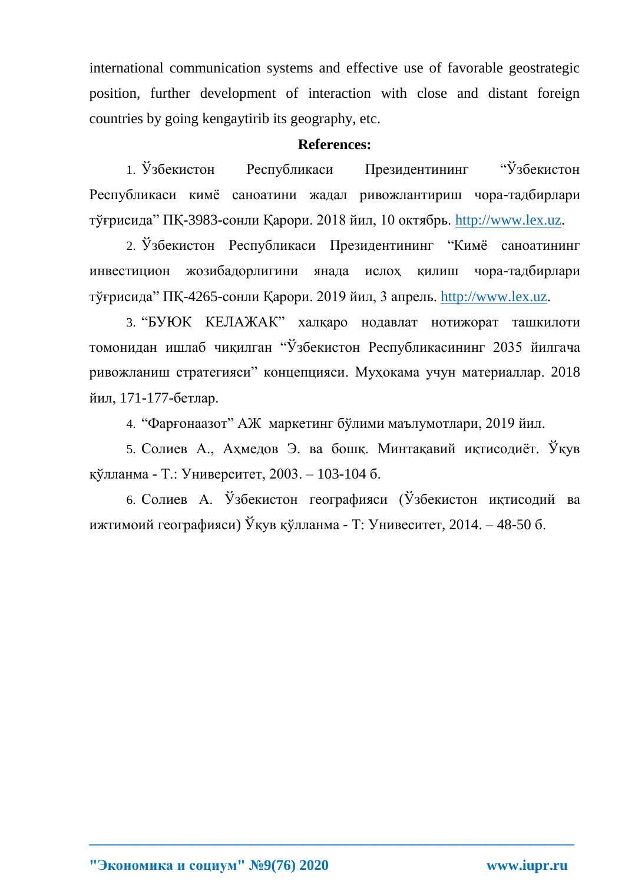international communication systems and effective use of favorable geostrategic position, further development of interaction with close and distant foreign countries by going kengaytirib its geography, etc.

**References:**

1. Ўзбекистон Республикаси Президентининг “Ўзбекистон Республикаси кимё саноатини жадал ривожлантириш чора-тадбирлари тўғрисида” ПҚ-3983-сонли Қарори. 2018 йил, 10 октябрь. http://www.lex.uz.
2. Ўзбекистон Республикаси Президентининг “Кимё саноатининг инвестицион жозибадорлигини янада ислоҳ қилиш чора-тадбирлари тўғрисида” ПҚ-4265-сонли Қарори. 2019 йил, 3 апрель. http://www.lex.uz.
3. “БУЮК КЕЛАЖАК” халқаро нодавлат нотижорат ташкилоти томонидан ишлаб чиқилган “Ўзбекистон Республикасининг 2035 йилгача ривожланиш стратегияси” концепцияси. Муҳокама учун материаллар. 2018 йил, 171-177-бетлар.
4. “Фарғонаазот” АЖ маркетинг бўлими маълумотлари, 2019 йил.
5. Солиев А., Аҳмедов Э. ва бошқ. Минтақавий иқтисодиёт. Ўқув қўлланма - Т.: Университет, 2003. – 103-104 б.
6. Солиев А. Ўзбекистон географияси (Ўзбекистон иқтисодий ва ижтимоий географияси) Ўқув қўлланма - Т: Унивеситет, 2014. – 48-50 б.